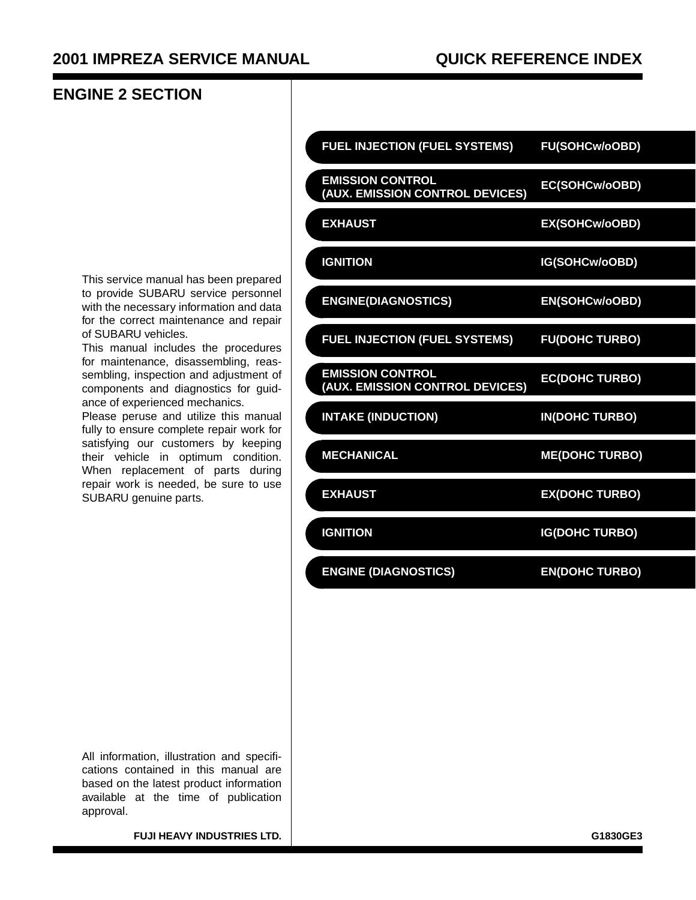# 2001 IMPREZA SERVICE MANUAL

# QUICK REFERENCE INDEX

## ENGINE 2 SECTION

| | |
|---|---|
| FUEL INJECTION (FUEL SYSTEMS) | FU(SOHCw/oOBD) |
| EMISSION CONTROL (AUX. EMISSION CONTROL DEVICES) | EC(SOHCw/oOBD) |
| EXHAUST | EX(SOHCw/oOBD) |
| IGNITION | IG(SOHCw/oOBD) |
| ENGINE(DIAGNOSTICS) | EN(SOHCw/oOBD) |
| FUEL INJECTION (FUEL SYSTEMS) | FU(DOHC TURBO) |
| EMISSION CONTROL (AUX. EMISSION CONTROL DEVICES) | EC(DOHC TURBO) |
| INTAKE (INDUCTION) | IN(DOHC TURBO) |
| MECHANICAL | ME(DOHC TURBO) |
| EXHAUST | EX(DOHC TURBO) |
| IGNITION | IG(DOHC TURBO) |
| ENGINE (DIAGNOSTICS) | EN(DOHC TURBO) |

This service manual has been prepared to provide SUBARU service personnel with the necessary information and data for the correct maintenance and repair of SUBARU vehicles.

This manual includes the procedures for maintenance, disassembling, reassembling, inspection and adjustment of components and diagnostics for guidance of experienced mechanics.

Please peruse and utilize this manual fully to ensure complete repair work for satisfying our customers by keeping their vehicle in optimum condition. When replacement of parts during repair work is needed, be sure to use SUBARU genuine parts.

All information, illustration and specifications contained in this manual are based on the latest product information available at the time of publication approval.

**FUJI HEAVY INDUSTRIES LTD.**

G1830GE3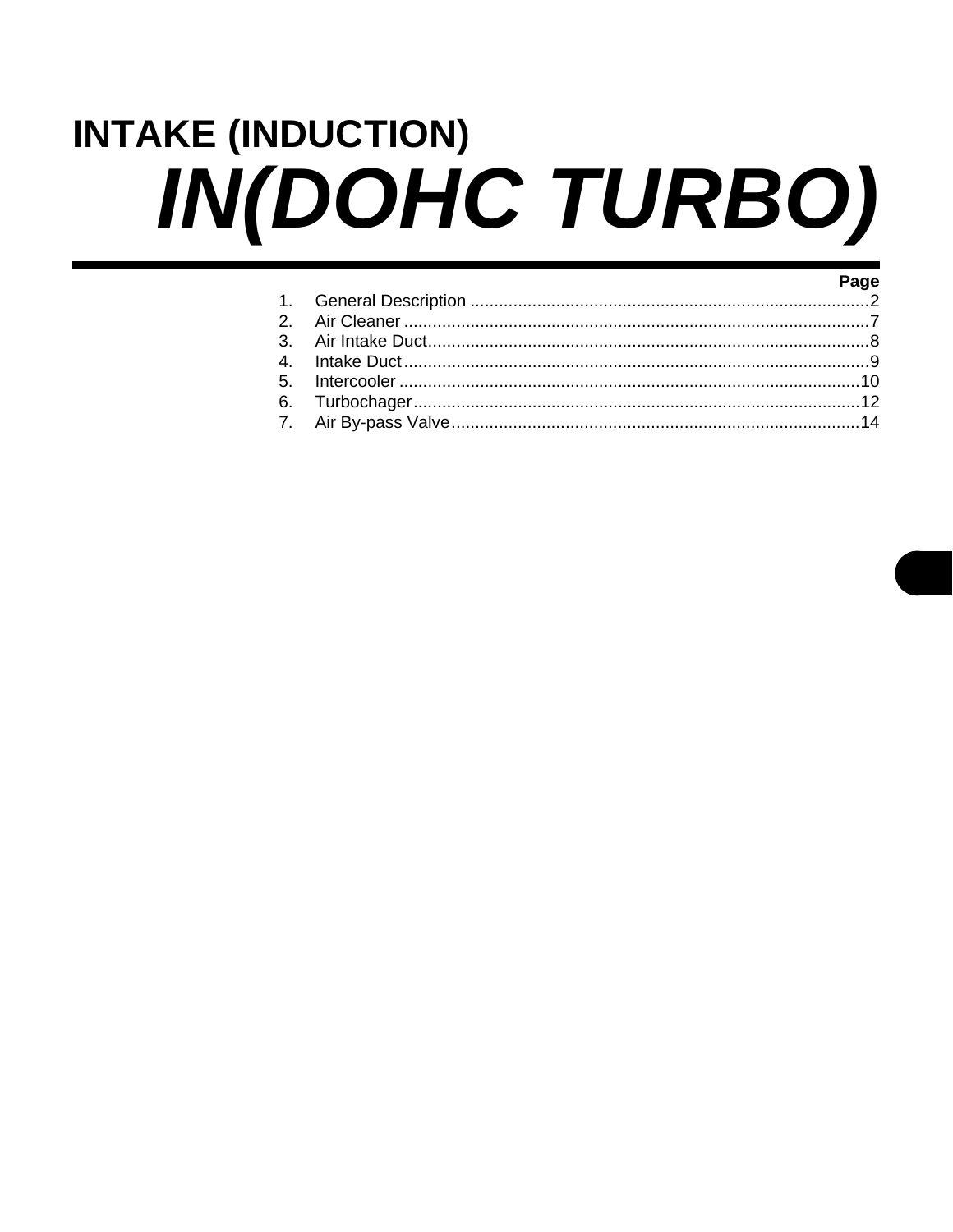# INTAKE (INDUCTION)

# *IN(DOHC TURBO)*

| | | Page |
|---|---|---|
| 1. | General Description | 2 |
| 2. | Air Cleaner | 7 |
| 3. | Air Intake Duct | 8 |
| 4. | Intake Duct | 9 |
| 5. | Intercooler | 10 |
| 6. | Turbochager | 12 |
| 7. | Air By-pass Valve | 14 |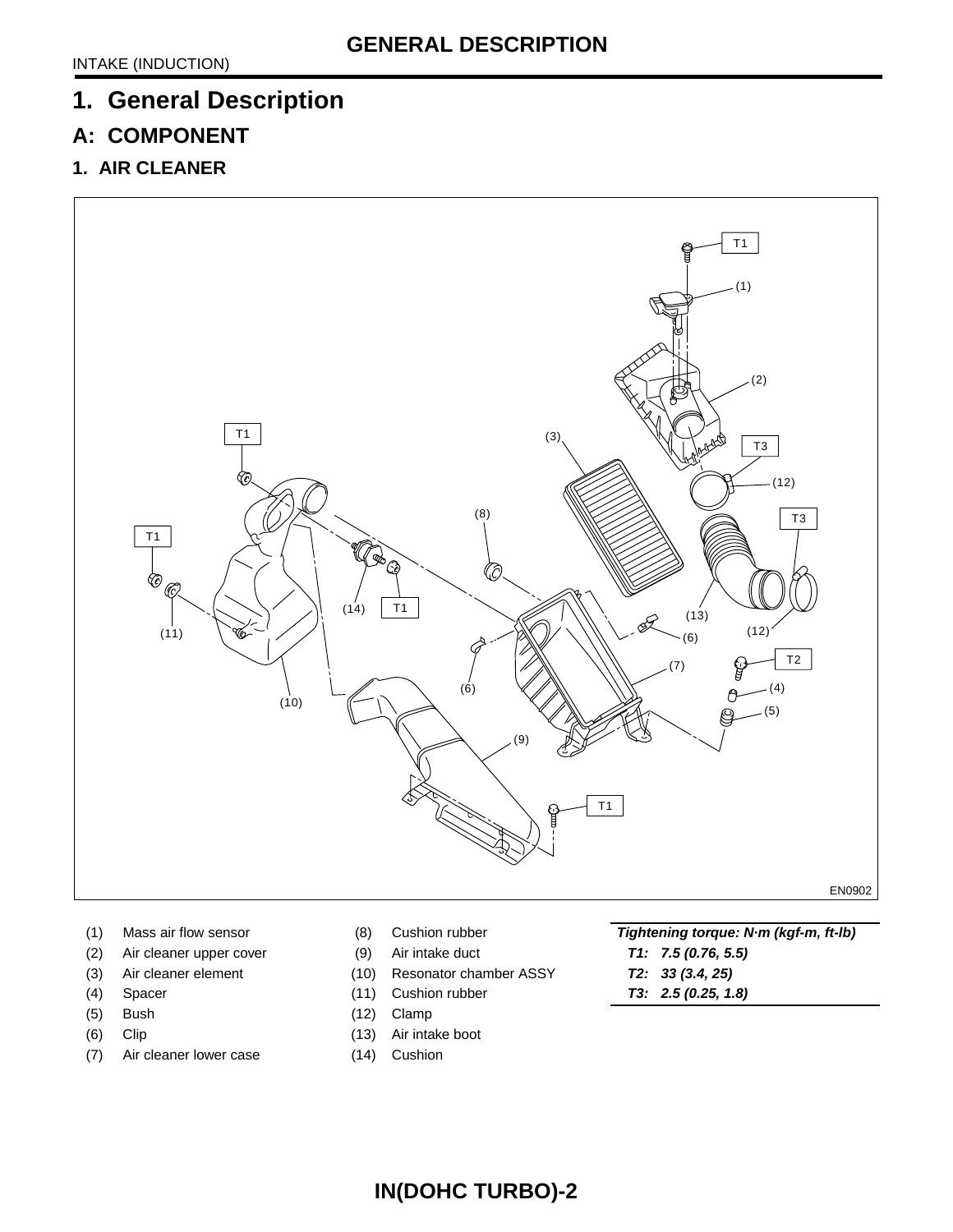# 1. General Description

## A: COMPONENT

### 1. AIR CLEANER

EN0902

| | | | |
|---|---|---|---|
| (1) | Mass air flow sensor | (8) | Cushion rubber |
| (2) | Air cleaner upper cover | (9) | Air intake duct |
| (3) | Air cleaner element | (10) | Resonator chamber ASSY |
| (4) | Spacer | (11) | Cushion rubber |
| (5) | Bush | (12) | Clamp |
| (6) | Clip | (13) | Air intake boot |
| (7) | Air cleaner lower case | (14) | Cushion |

***Tightening torque: N·m (kgf-m, ft-lb)***

***T1: 7.5 (0.76, 5.5)***

***T2: 33 (3.4, 25)***

***T3: 2.5 (0.25, 1.8)***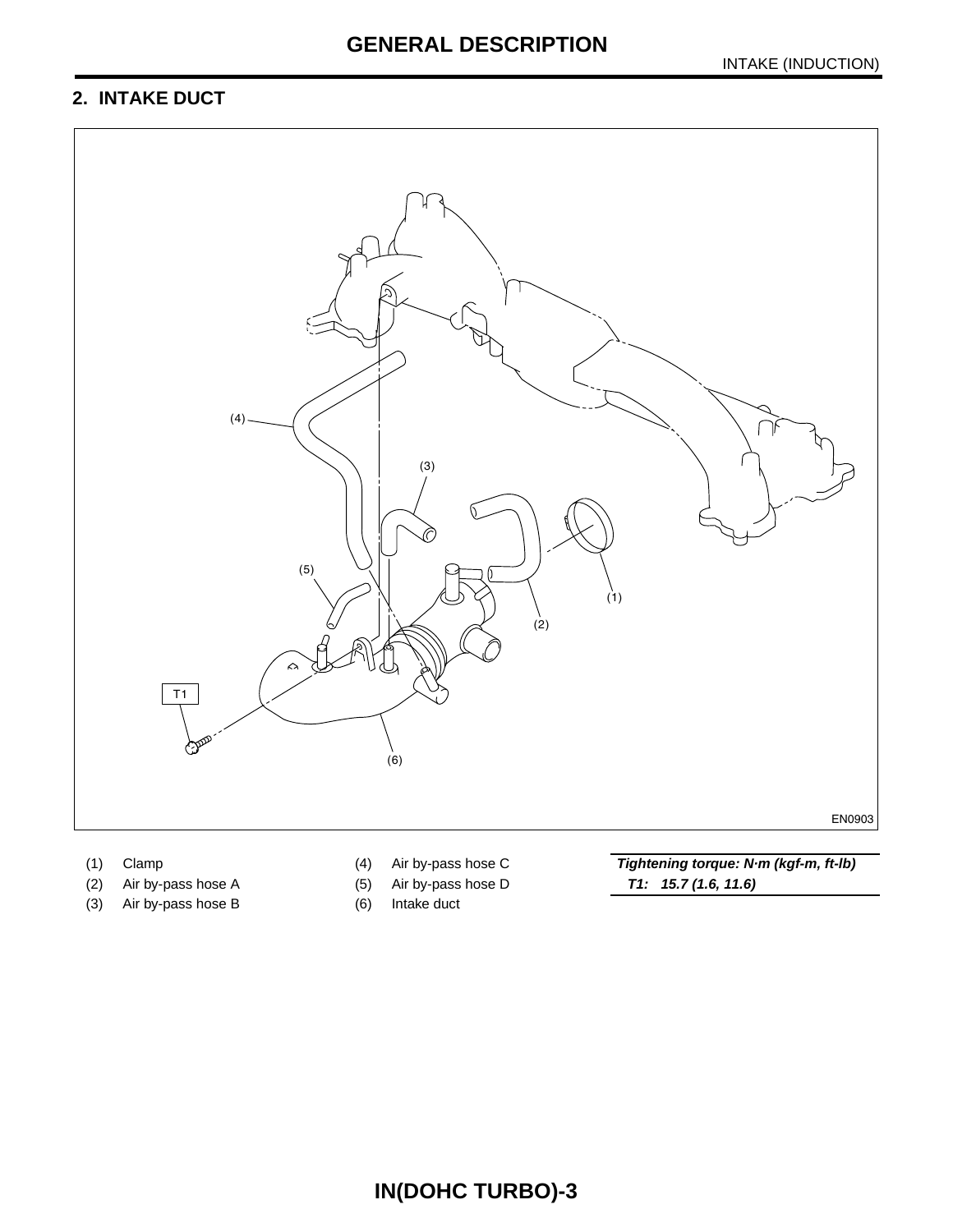## 2. INTAKE DUCT

(1) Clamp
(2) Air by-pass hose A
(3) Air by-pass hose B
(4) Air by-pass hose C
(5) Air by-pass hose D
(6) Intake duct

***Tightening torque: N·m (kgf-m, ft-lb)***
***T1: 15.7 (1.6, 11.6)***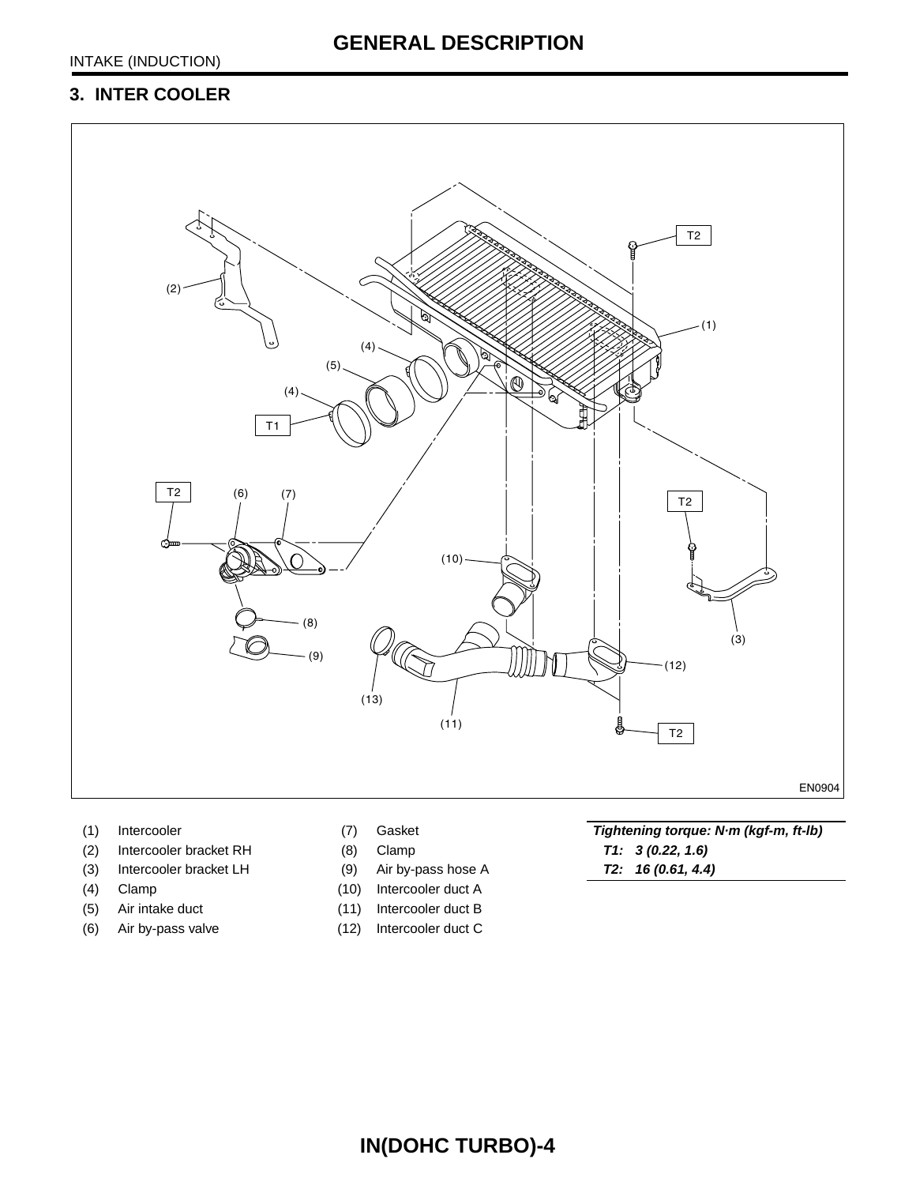## 3. INTER COOLER

(1) Intercooler
(2) Intercooler bracket RH
(3) Intercooler bracket LH
(4) Clamp
(5) Air intake duct
(6) Air by-pass valve
(7) Gasket
(8) Clamp
(9) Air by-pass hose A
(10) Intercooler duct A
(11) Intercooler duct B
(12) Intercooler duct C

| ***Tightening torque: N·m (kgf-m, ft-lb)*** |
|---|
| ***T1: 3 (0.22, 1.6)*** |
| ***T2: 16 (0.61, 4.4)*** |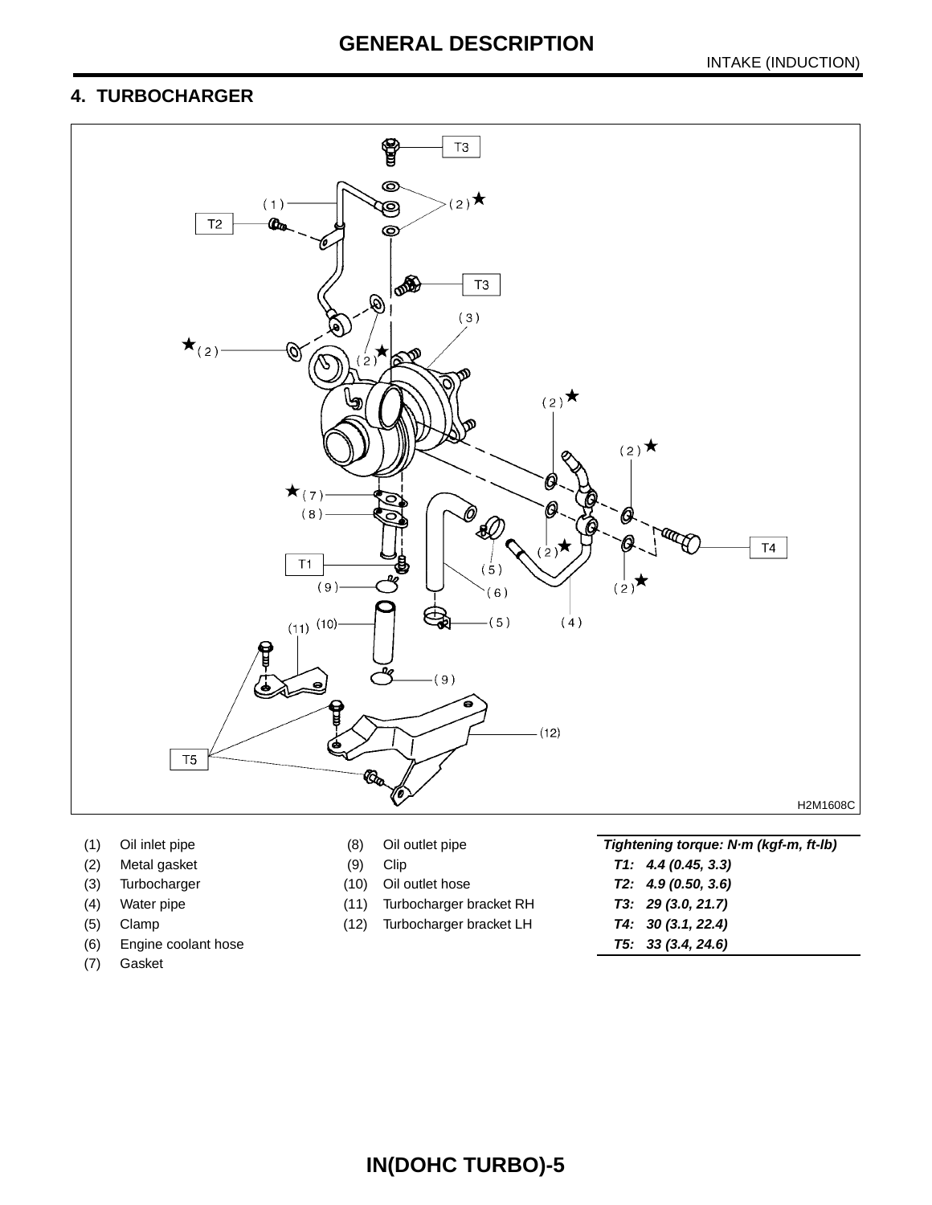# GENERAL DESCRIPTION

## 4. TURBOCHARGER

H2M1608C

- (1) Oil inlet pipe
- (2) Metal gasket
- (3) Turbocharger
- (4) Water pipe
- (5) Clamp
- (6) Engine coolant hose
- (7) Gasket
- (8) Oil outlet pipe
- (9) Clip
- (10) Oil outlet hose
- (11) Turbocharger bracket RH
- (12) Turbocharger bracket LH

| *Tightening torque: N·m (kgf-m, ft-lb)* |
|---|
| *T1: 4.4 (0.45, 3.3)* |
| *T2: 4.9 (0.50, 3.6)* |
| *T3: 29 (3.0, 21.7)* |
| *T4: 30 (3.1, 22.4)* |
| *T5: 33 (3.4, 24.6)* |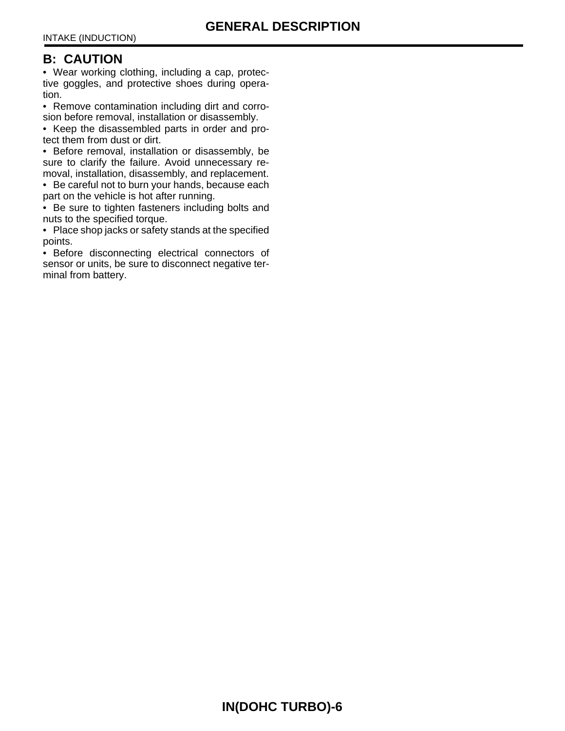## B: CAUTION

- Wear working clothing, including a cap, protective goggles, and protective shoes during operation.
- Remove contamination including dirt and corrosion before removal, installation or disassembly.
- Keep the disassembled parts in order and protect them from dust or dirt.
- Before removal, installation or disassembly, be sure to clarify the failure. Avoid unnecessary removal, installation, disassembly, and replacement.
- Be careful not to burn your hands, because each part on the vehicle is hot after running.
- Be sure to tighten fasteners including bolts and nuts to the specified torque.
- Place shop jacks or safety stands at the specified points.
- Before disconnecting electrical connectors of sensor or units, be sure to disconnect negative terminal from battery.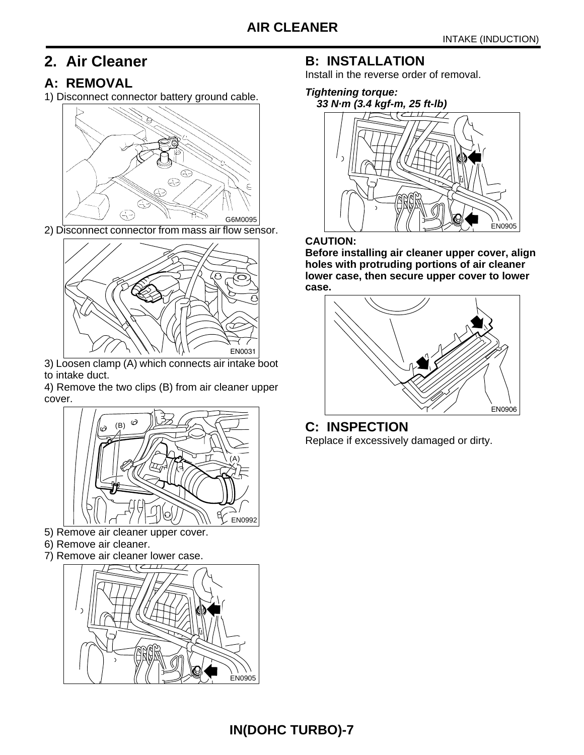# 2. Air Cleaner

## A: REMOVAL

1) Disconnect connector battery ground cable.

G6M0095

2) Disconnect connector from mass air flow sensor.

EN0031

3) Loosen clamp (A) which connects air intake boot to intake duct.

4) Remove the two clips (B) from air cleaner upper cover.

EN0992

5) Remove air cleaner upper cover.

6) Remove air cleaner.

7) Remove air cleaner lower case.

EN0905

## B: INSTALLATION

Install in the reverse order of removal.

***Tightening torque:***
***33 N·m (3.4 kgf-m, 25 ft-lb)***

EN0905

**CAUTION:**
**Before installing air cleaner upper cover, align holes with protruding portions of air cleaner lower case, then secure upper cover to lower case.**

EN0906

## C: INSPECTION

Replace if excessively damaged or dirty.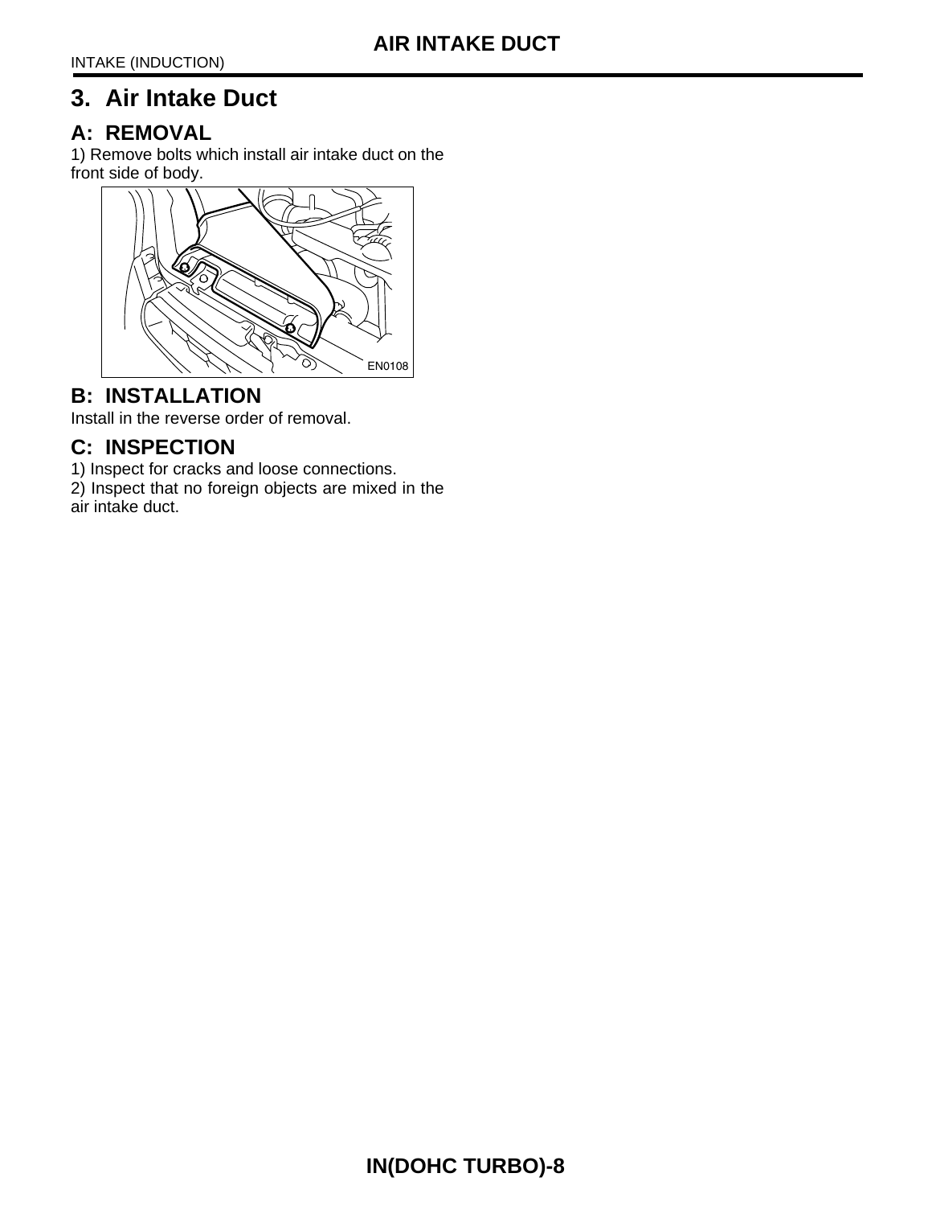# 3. Air Intake Duct

## A: REMOVAL

1) Remove bolts which install air intake duct on the front side of body.

EN0108

## B: INSTALLATION

Install in the reverse order of removal.

## C: INSPECTION

1) Inspect for cracks and loose connections.
2) Inspect that no foreign objects are mixed in the air intake duct.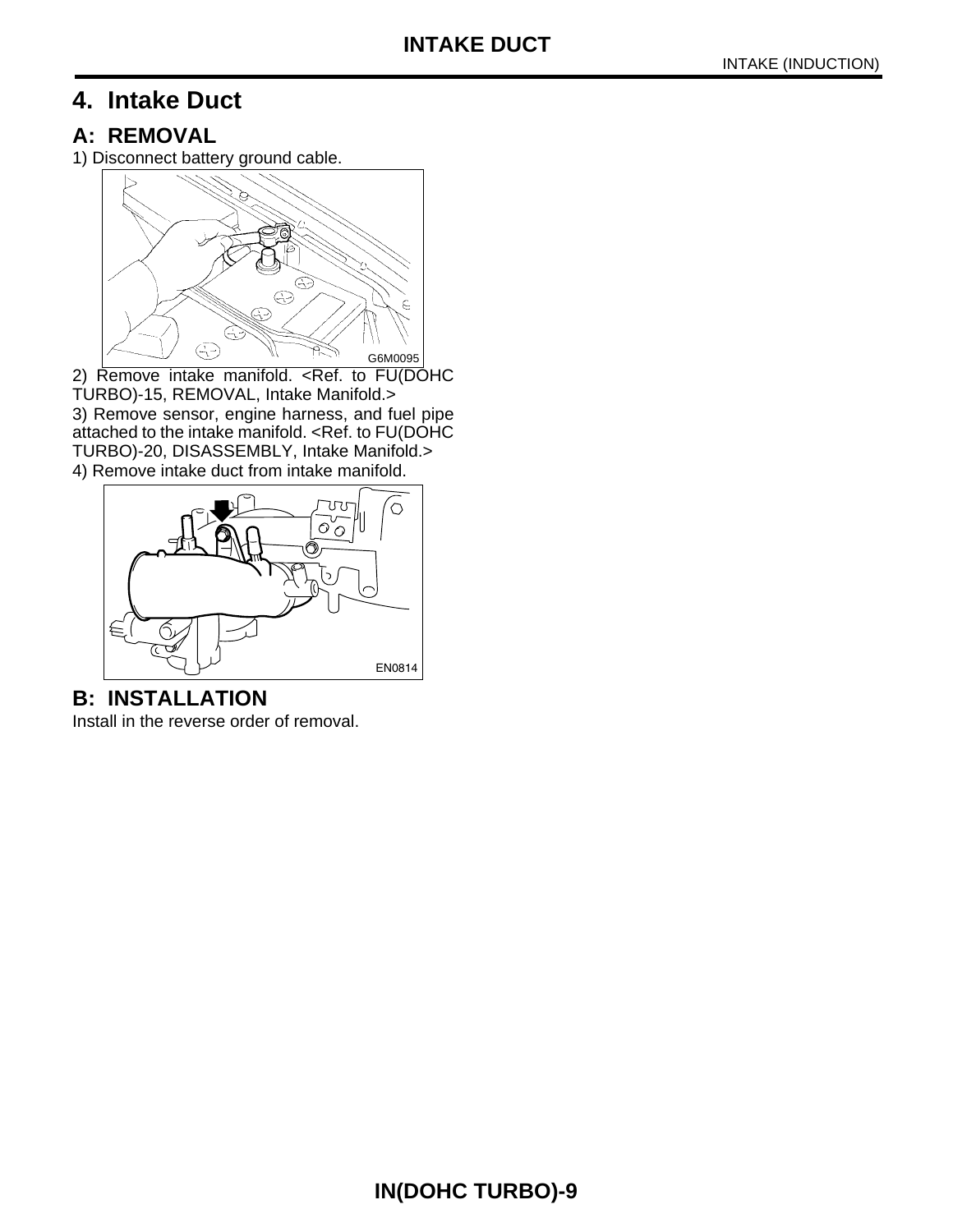# 4. Intake Duct

## A: REMOVAL

1) Disconnect battery ground cable.

G6M0095

2) Remove intake manifold. <Ref. to FU(DOHC TURBO)-15, REMOVAL, Intake Manifold.>

3) Remove sensor, engine harness, and fuel pipe attached to the intake manifold. <Ref. to FU(DOHC TURBO)-20, DISASSEMBLY, Intake Manifold.>

4) Remove intake duct from intake manifold.

EN0814

## B: INSTALLATION

Install in the reverse order of removal.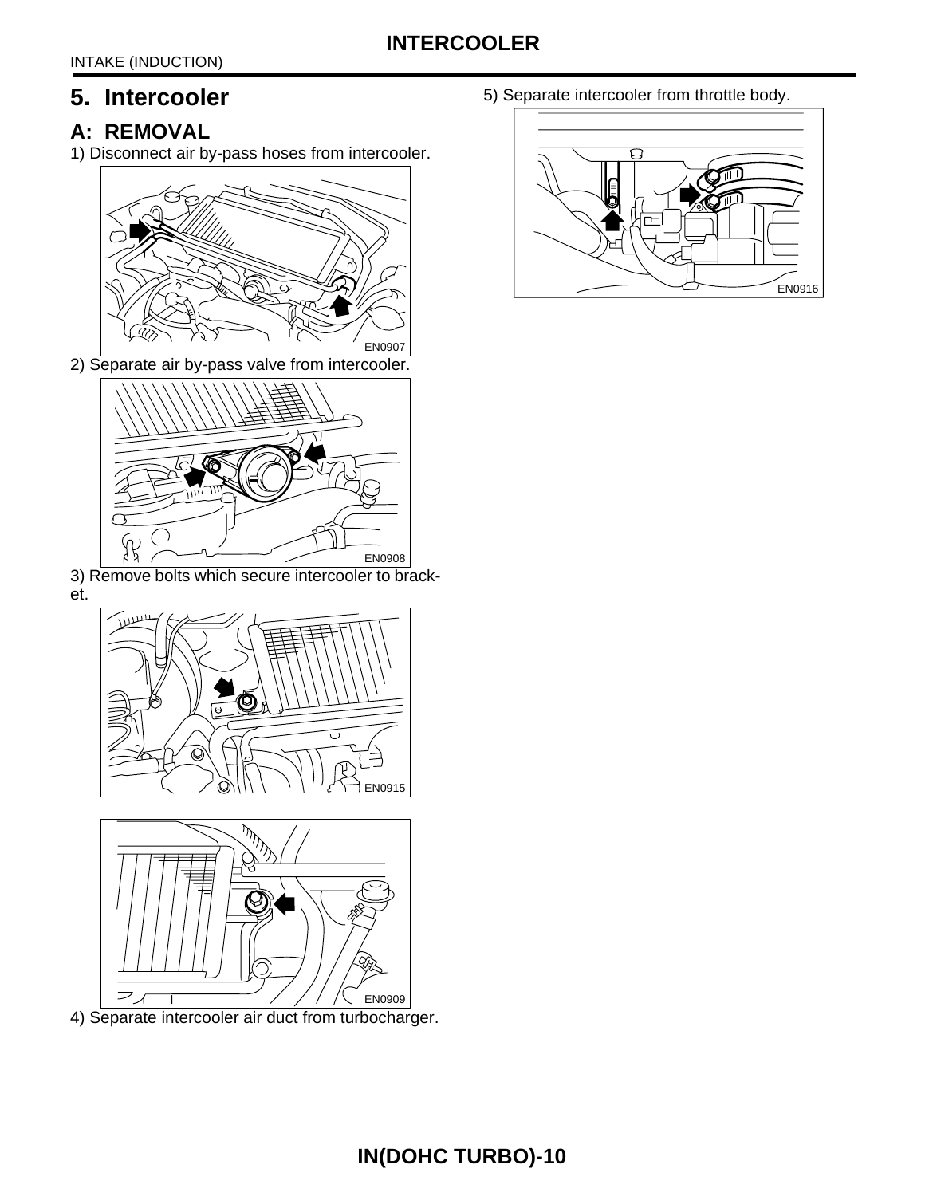# 5. Intercooler

## A: REMOVAL

1) Disconnect air by-pass hoses from intercooler.

EN0907

2) Separate air by-pass valve from intercooler.

EN0908

3) Remove bolts which secure intercooler to bracket.

EN0915

EN0909

4) Separate intercooler air duct from turbocharger.

5) Separate intercooler from throttle body.

EN0916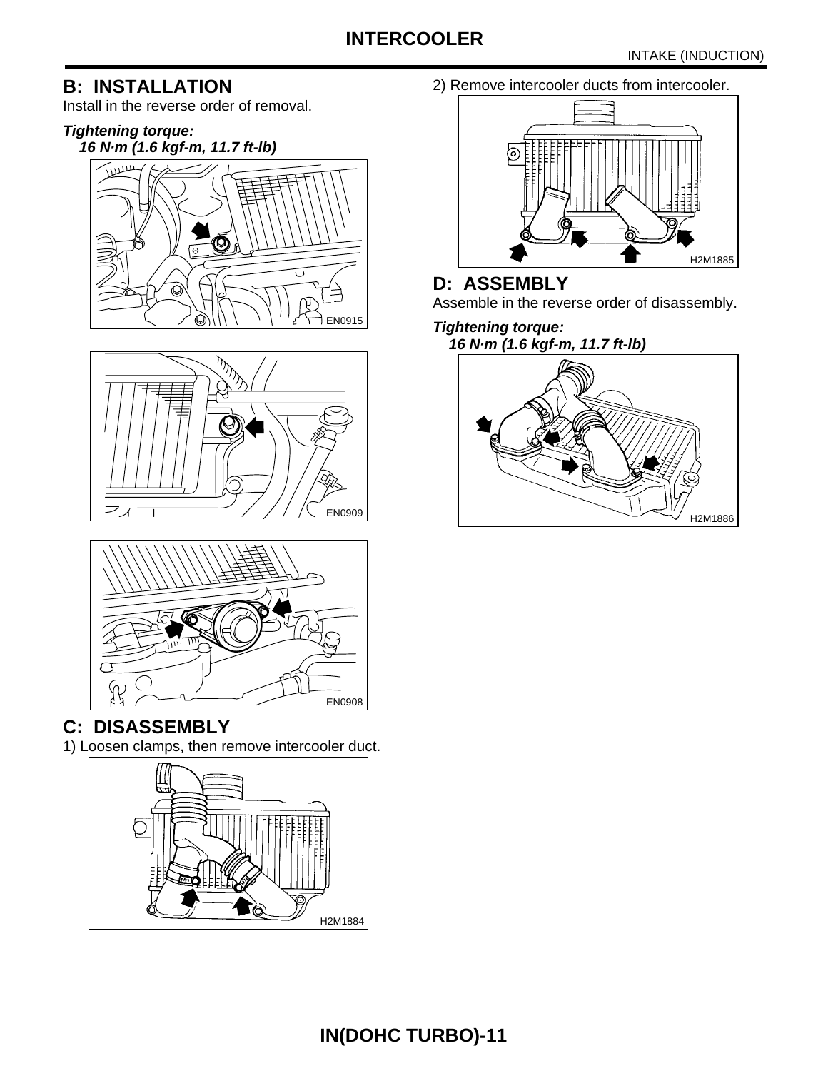## B: INSTALLATION

Install in the reverse order of removal.

***Tightening torque:***
***16 N·m (1.6 kgf-m, 11.7 ft-lb)***

EN0915

EN0909

EN0908

## C: DISASSEMBLY

1) Loosen clamps, then remove intercooler duct.

H2M1884

2) Remove intercooler ducts from intercooler.

H2M1885

## D: ASSEMBLY

Assemble in the reverse order of disassembly.

***Tightening torque:***
***16 N·m (1.6 kgf-m, 11.7 ft-lb)***

H2M1886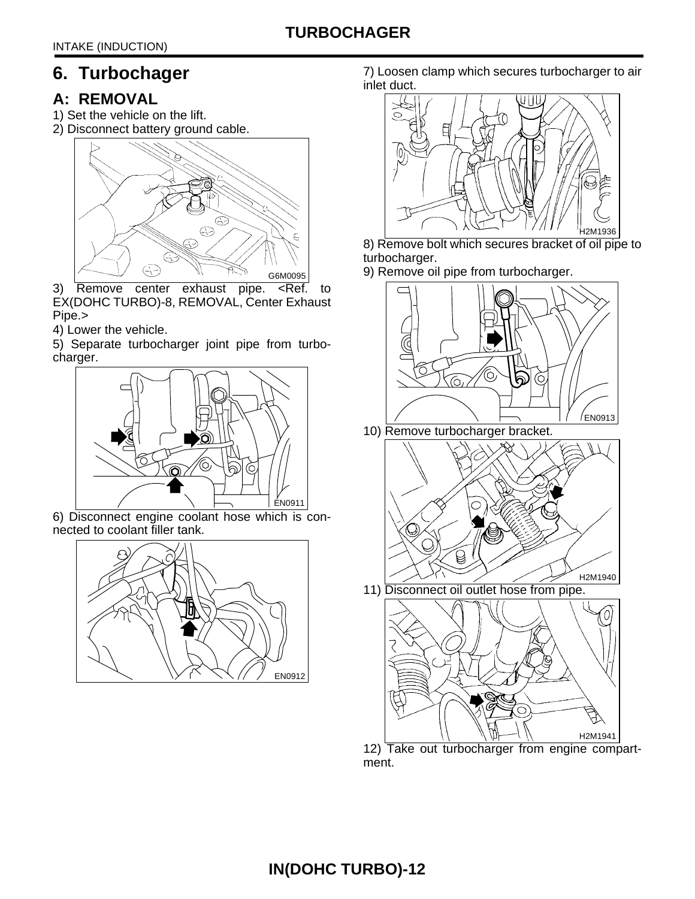## 6. Turbochager

### A: REMOVAL

1) Set the vehicle on the lift.

2) Disconnect battery ground cable.

G6M0095

3) Remove center exhaust pipe. <Ref. to EX(DOHC TURBO)-8, REMOVAL, Center Exhaust Pipe.>

4) Lower the vehicle.

5) Separate turbocharger joint pipe from turbocharger.

EN0911

6) Disconnect engine coolant hose which is connected to coolant filler tank.

EN0912

7) Loosen clamp which secures turbocharger to air inlet duct.

H2M1936

8) Remove bolt which secures bracket of oil pipe to turbocharger.

9) Remove oil pipe from turbocharger.

EN0913

10) Remove turbocharger bracket.

H2M1940

11) Disconnect oil outlet hose from pipe.

H2M1941

12) Take out turbocharger from engine compartment.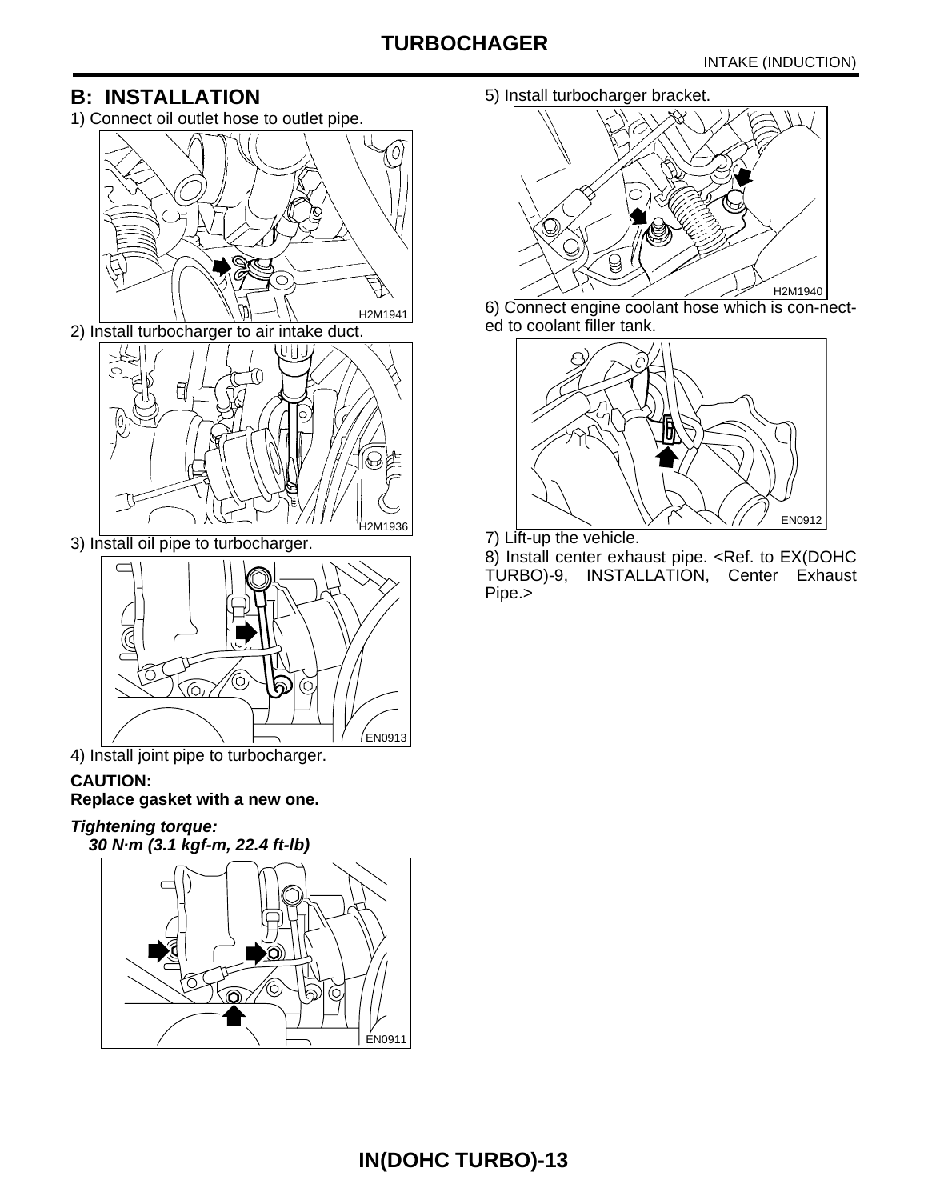## B: INSTALLATION

1) Connect oil outlet hose to outlet pipe.

H2M1941

2) Install turbocharger to air intake duct.

H2M1936

3) Install oil pipe to turbocharger.

EN0913

4) Install joint pipe to turbocharger.

**CAUTION:**
**Replace gasket with a new one.**

***Tightening torque:***
***30 N·m (3.1 kgf-m, 22.4 ft-lb)***

EN0911

5) Install turbocharger bracket.

H2M1940

6) Connect engine coolant hose which is con-nect-ed to coolant filler tank.

EN0912

7) Lift-up the vehicle.

8) Install center exhaust pipe. <Ref. to EX(DOHC TURBO)-9, INSTALLATION, Center Exhaust Pipe.>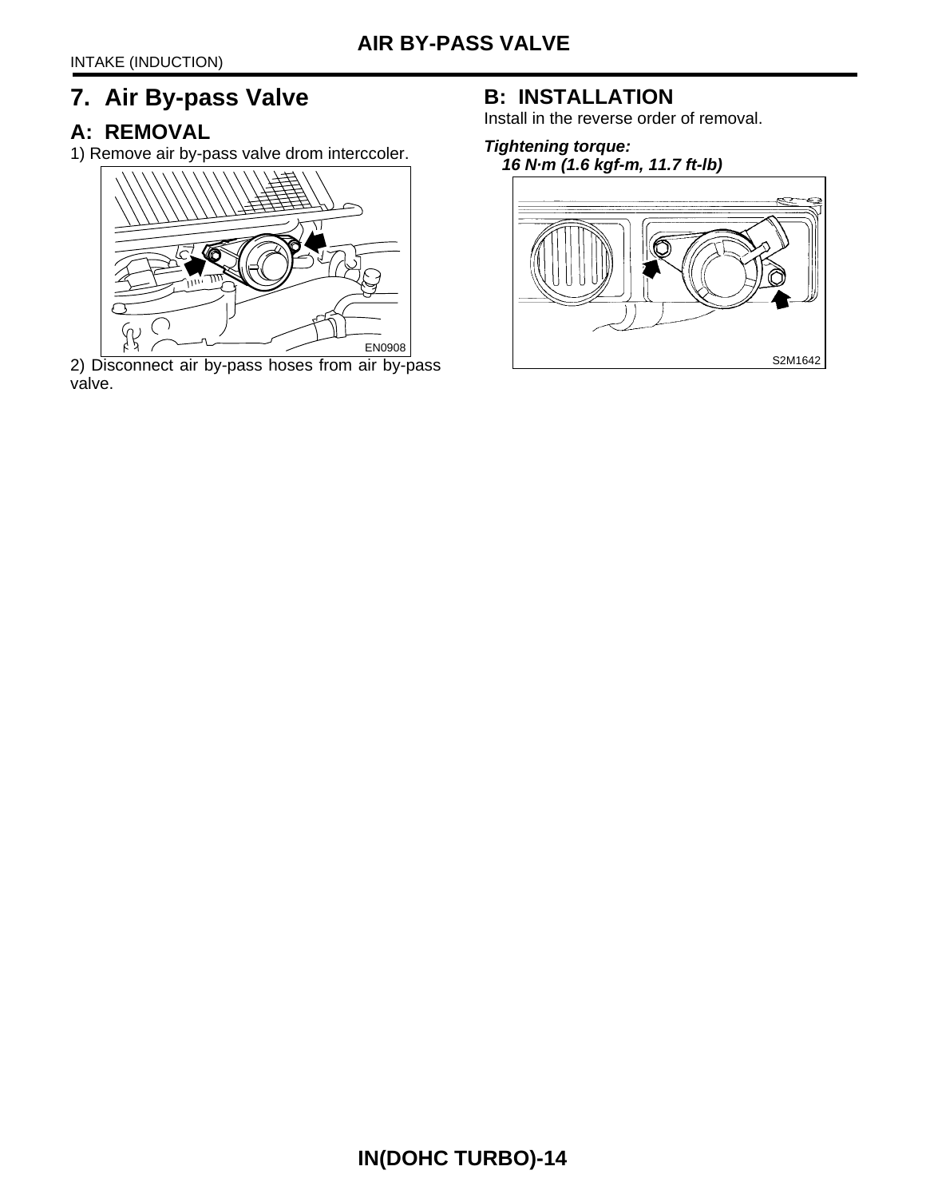# 7. Air By-pass Valve

## A: REMOVAL

1) Remove air by-pass valve drom interccoler.

EN0908

2) Disconnect air by-pass hoses from air by-pass valve.

## B: INSTALLATION

Install in the reverse order of removal.

***Tightening torque:***
***16 N·m (1.6 kgf-m, 11.7 ft-lb)***

S2M1642